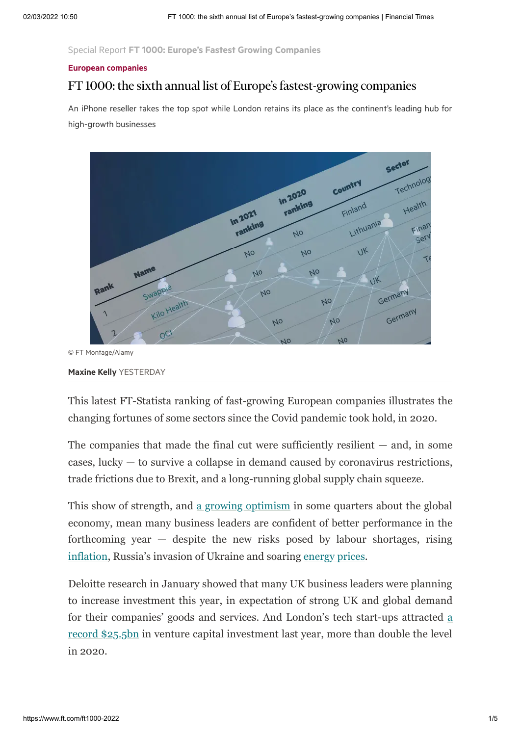Special Report **FT 1000: Europe's Fastest Growing Companies**

**European companies**

# FT 1000: the sixth annual list of Europe's fastest-growing companies

An iPhone reseller takes the top spot while London retains its place as the continent's leading hub for high-growth businesses

© FT Montage/Alamy

**Maxine Kelly** YESTERDAY

This latest FT-Statista ranking of fast-growing European companies illustrates the changing fortunes of some sectors since the Covid pandemic took hold, in 2020.

The companies that made the final cut were sufficiently resilient — and, in some cases, lucky — to survive a collapse in demand caused by coronavirus restrictions, trade frictions due to Brexit, and a long-running global supply chain squeeze.

This show of strength, and a growing optimism in some quarters about the global economy, mean many business leaders are confident of better performance in the forthcoming year — despite the new risks posed by labour shortages, rising inflation, Russia's invasion of Ukraine and soaring energy prices.

Deloitte research in January showed that many UK business leaders were planning to increase investment this year, in expectation of strong UK and global demand for their companies' goods and services. And London's tech start-ups attracted a record $25.5bn in venture capital investment last year, more than double the level in 2020.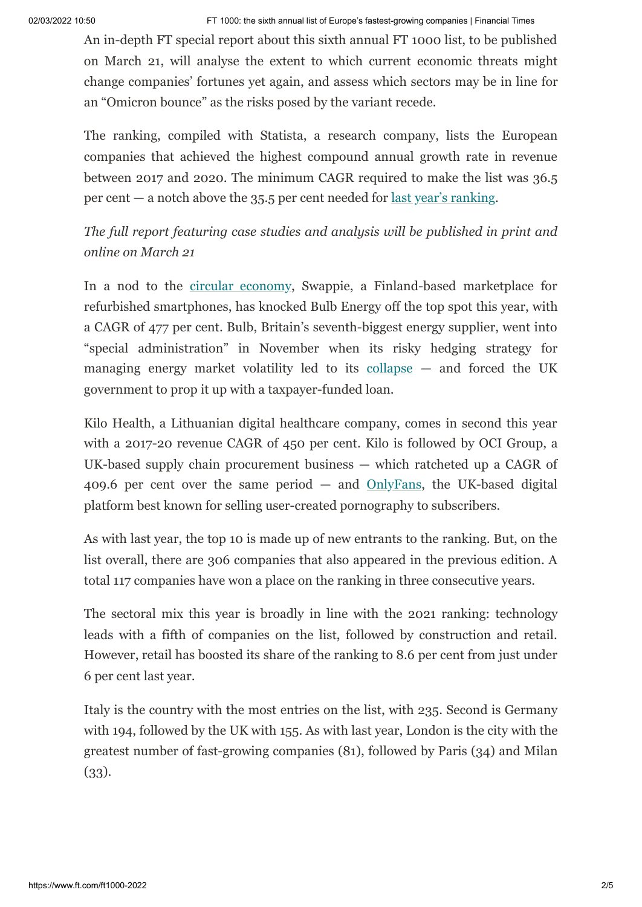An in-depth FT special report about this sixth annual FT 1000 list, to be published on March 21, will analyse the extent to which current economic threats might change companies' fortunes yet again, and assess which sectors may be in line for an "Omicron bounce" as the risks posed by the variant recede.

The ranking, compiled with Statista, a research company, lists the European companies that achieved the highest compound annual growth rate in revenue between 2017 and 2020. The minimum CAGR required to make the list was 36.5 per cent — a notch above the 35.5 per cent needed for last year's ranking.

*The full report featuring case studies and analysis will be published in print and online on March 21*

In a nod to the circular economy, Swappie, a Finland-based marketplace for refurbished smartphones, has knocked Bulb Energy off the top spot this year, with a CAGR of 477 per cent. Bulb, Britain's seventh-biggest energy supplier, went into "special administration" in November when its risky hedging strategy for managing energy market volatility led to its collapse — and forced the UK government to prop it up with a taxpayer-funded loan.

Kilo Health, a Lithuanian digital healthcare company, comes in second this year with a 2017-20 revenue CAGR of 450 per cent. Kilo is followed by OCI Group, a UK-based supply chain procurement business — which ratcheted up a CAGR of 409.6 per cent over the same period — and OnlyFans, the UK-based digital platform best known for selling user-created pornography to subscribers.

As with last year, the top 10 is made up of new entrants to the ranking. But, on the list overall, there are 306 companies that also appeared in the previous edition. A total 117 companies have won a place on the ranking in three consecutive years.

The sectoral mix this year is broadly in line with the 2021 ranking: technology leads with a fifth of companies on the list, followed by construction and retail. However, retail has boosted its share of the ranking to 8.6 per cent from just under 6 per cent last year.

Italy is the country with the most entries on the list, with 235. Second is Germany with 194, followed by the UK with 155. As with last year, London is the city with the greatest number of fast-growing companies (81), followed by Paris (34) and Milan (33).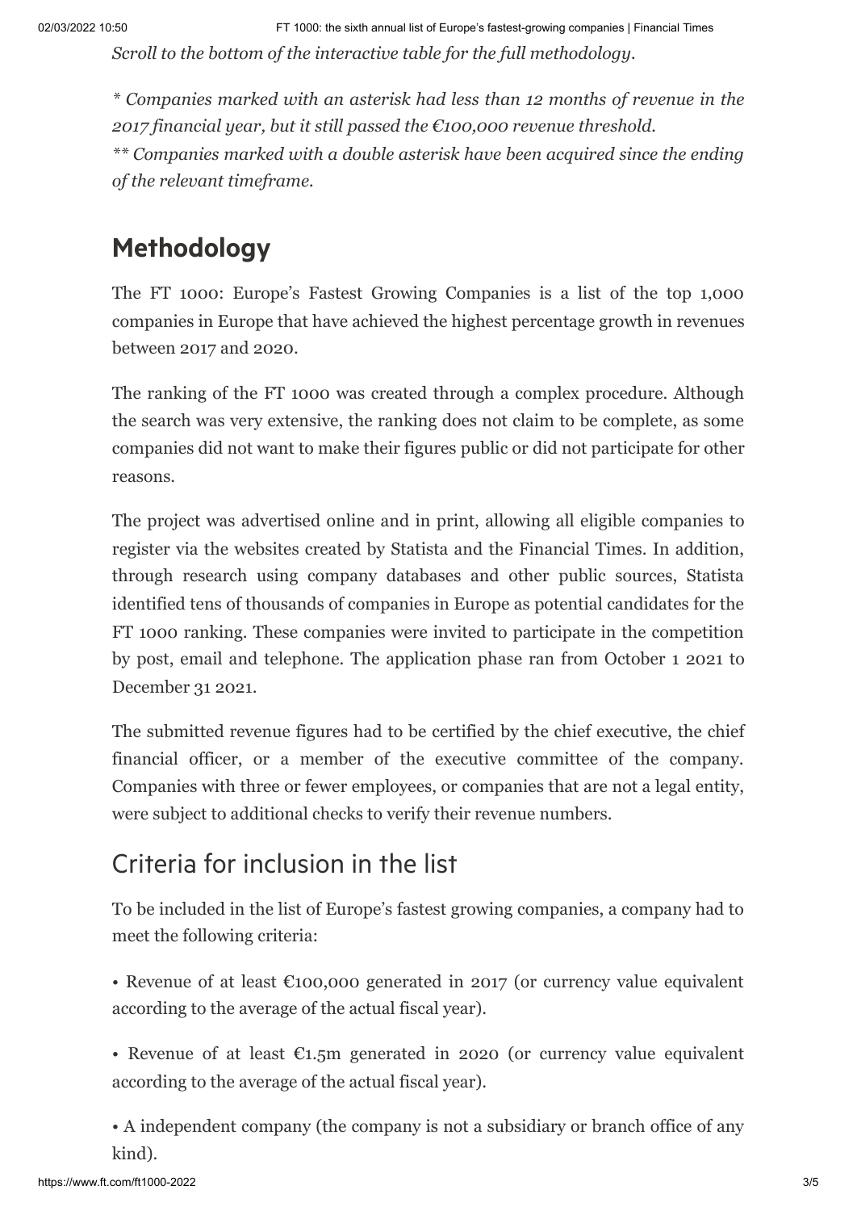*Scroll to the bottom of the interactive table for the full methodology.*

*\* Companies marked with an asterisk had less than 12 months of revenue in the 2017 financial year, but it still passed the €100,000 revenue threshold.*
*\*\* Companies marked with a double asterisk have been acquired since the ending of the relevant timeframe.*

## Methodology

The FT 1000: Europe's Fastest Growing Companies is a list of the top 1,000 companies in Europe that have achieved the highest percentage growth in revenues between 2017 and 2020.

The ranking of the FT 1000 was created through a complex procedure. Although the search was very extensive, the ranking does not claim to be complete, as some companies did not want to make their figures public or did not participate for other reasons.

The project was advertised online and in print, allowing all eligible companies to register via the websites created by Statista and the Financial Times. In addition, through research using company databases and other public sources, Statista identified tens of thousands of companies in Europe as potential candidates for the FT 1000 ranking. These companies were invited to participate in the competition by post, email and telephone. The application phase ran from October 1 2021 to December 31 2021.

The submitted revenue figures had to be certified by the chief executive, the chief financial officer, or a member of the executive committee of the company. Companies with three or fewer employees, or companies that are not a legal entity, were subject to additional checks to verify their revenue numbers.

### Criteria for inclusion in the list

To be included in the list of Europe's fastest growing companies, a company had to meet the following criteria:

- Revenue of at least €100,000 generated in 2017 (or currency value equivalent according to the average of the actual fiscal year).
- Revenue of at least €1.5m generated in 2020 (or currency value equivalent according to the average of the actual fiscal year).
- A independent company (the company is not a subsidiary or branch office of any kind).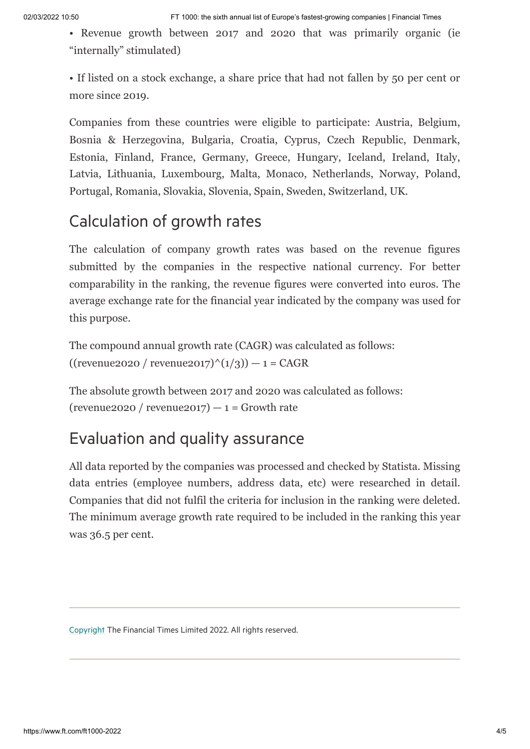- Revenue growth between 2017 and 2020 that was primarily organic (ie “internally” stimulated)

- If listed on a stock exchange, a share price that had not fallen by 50 per cent or more since 2019.

Companies from these countries were eligible to participate: Austria, Belgium, Bosnia & Herzegovina, Bulgaria, Croatia, Cyprus, Czech Republic, Denmark, Estonia, Finland, France, Germany, Greece, Hungary, Iceland, Ireland, Italy, Latvia, Lithuania, Luxembourg, Malta, Monaco, Netherlands, Norway, Poland, Portugal, Romania, Slovakia, Slovenia, Spain, Sweden, Switzerland, UK.

## Calculation of growth rates

The calculation of company growth rates was based on the revenue figures submitted by the companies in the respective national currency. For better comparability in the ranking, the revenue figures were converted into euros. The average exchange rate for the financial year indicated by the company was used for this purpose.

The compound annual growth rate (CAGR) was calculated as follows:
$((\text{revenue2020} / \text{revenue2017})^{(1/3)}) - 1 = \text{CAGR}$

The absolute growth between 2017 and 2020 was calculated as follows:
$(\text{revenue2020} / \text{revenue2017}) - 1 = \text{Growth rate}$

## Evaluation and quality assurance

All data reported by the companies was processed and checked by Statista. Missing data entries (employee numbers, address data, etc) were researched in detail. Companies that did not fulfil the criteria for inclusion in the ranking were deleted. The minimum average growth rate required to be included in the ranking this year was 36.5 per cent.

Copyright The Financial Times Limited 2022. All rights reserved.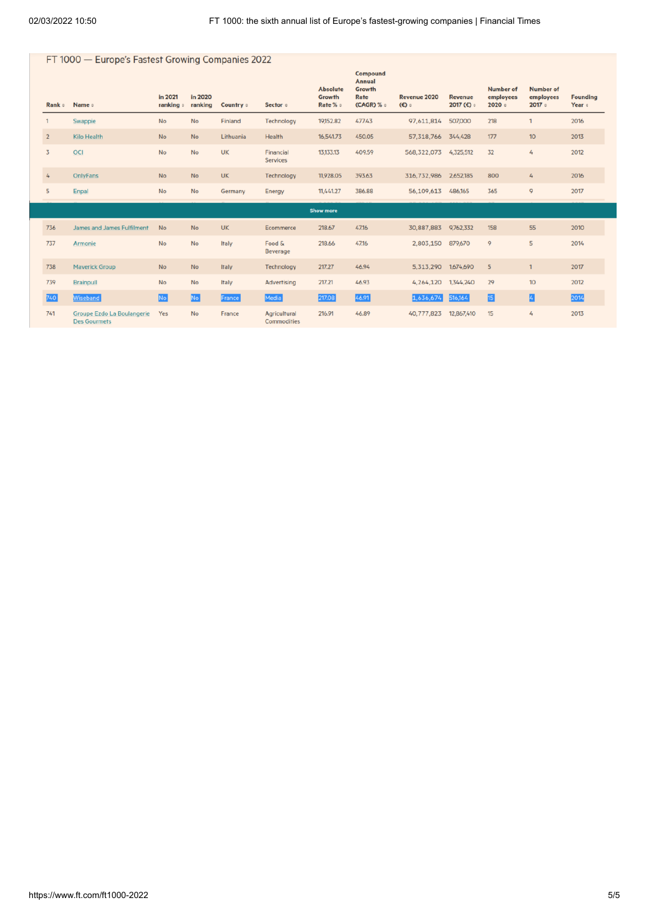## FT 1000 — Europe's Fastest Growing Companies 2022

| Rank | Name | in 2021 ranking | in 2020 ranking | Country | Sector | Absolute Growth Rate % | Compound Annual Growth Rate (CAGR) % | Revenue 2020 (€) | Revenue 2017 (€) | Number of employees 2020 | Number of employees 2017 | Founding Year |
|---|---|---|---|---|---|---|---|---|---|---|---|---|
| 1 | Swappie | No | No | Finland | Technology | 19,152.82 | 477.43 | 97,611,814 | 507,000 | 218 | 1 | 2016 |
| 2 | Kilo Health | No | No | Lithuania | Health | 16,541.73 | 450.05 | 57,318,766 | 344,428 | 177 | 10 | 2013 |
| 3 | OCI | No | No | UK | Financial Services | 13,133.13 | 409.59 | 568,322,073 | 4,325,512 | 32 | 4 | 2012 |
| 4 | OnlyFans | No | No | UK | Technology | 11,928.05 | 393.63 | 316,732,986 | 2,652,185 | 800 | 4 | 2016 |
| 5 | Enpal | No | No | Germany | Energy | 11,441.27 | 386.88 | 56,109,613 | 486,165 | 365 | 9 | 2017 |
| 736 | James and James Fulfilment | No | No | UK | Ecommerce | 218.67 | 47.16 | 30,887,883 | 9,762,332 | 158 | 55 | 2010 |
| 737 | Armonie | No | No | Italy | Food & Beverage | 218.66 | 47.16 | 2,803,150 | 879,670 | 9 | 5 | 2014 |
| 738 | Maverick Group | No | No | Italy | Technology | 217.27 | 46.94 | 5,313,290 | 1,674,690 | 5 | 1 | 2017 |
| 739 | Brainpull | No | No | Italy | Advertising | 217.21 | 46.93 | 4,264,120 | 1,344,240 | 29 | 10 | 2012 |
| 740 | Wiseband | No | No | France | Media | 217.08 | 46.91 | 1,636,674 | 516,164 | 15 | 4 | 2014 |
| 741 | Groupe Ezdo La Boulangerie Des Gourmets | Yes | No | France | Agricultural Commodities | 216.91 | 46.89 | 40,777,823 | 12,867,410 | 15 | 4 | 2013 |

Show more